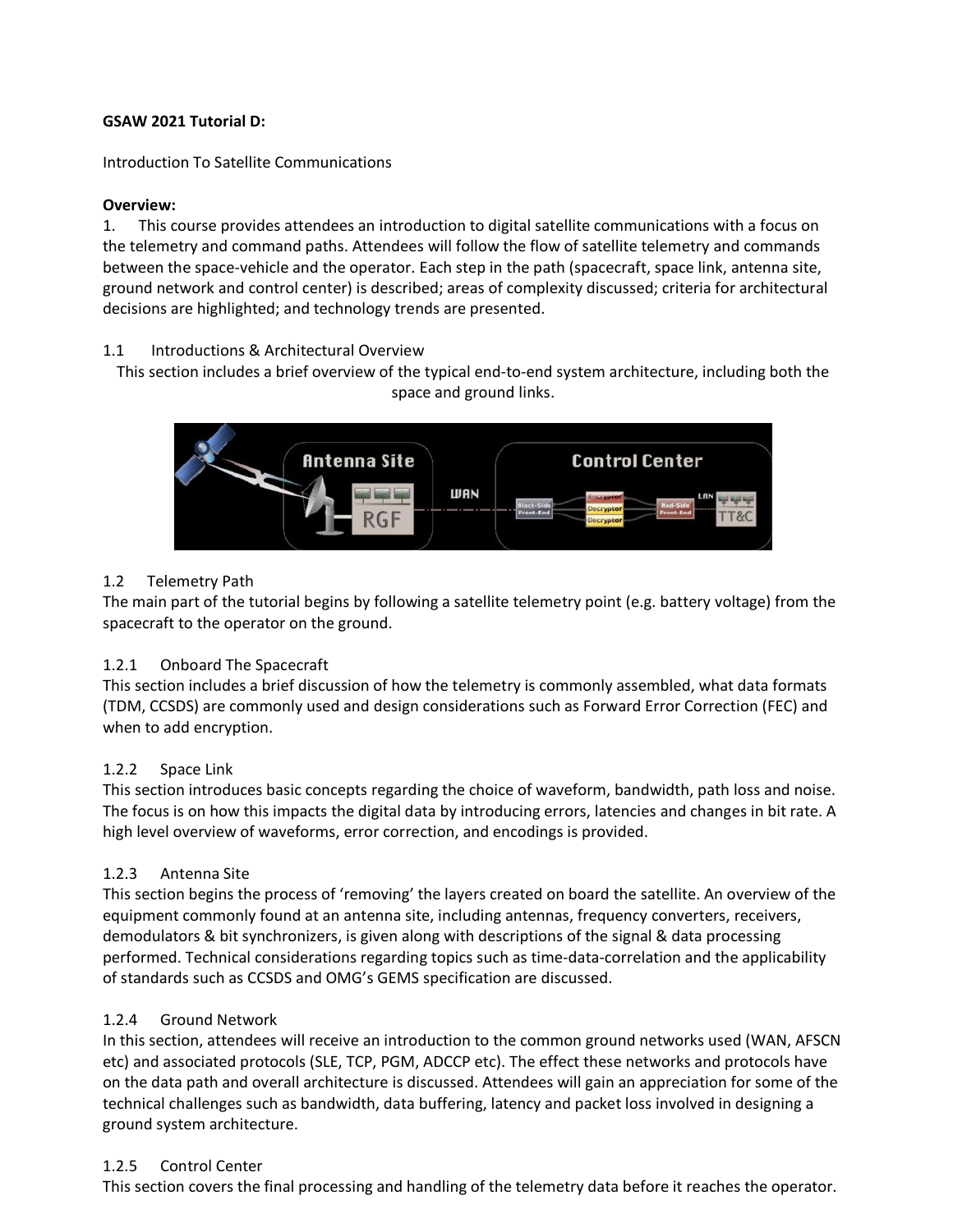**GSAW 2021 Tutorial D:**

Introduction To Satellite Communications

**Overview:**

1. This course provides attendees an introduction to digital satellite communications with a focus on the telemetry and command paths. Attendees will follow the flow of satellite telemetry and commands between the space-vehicle and the operator. Each step in the path (spacecraft, space link, antenna site, ground network and control center) is described; areas of complexity discussed; criteria for architectural decisions are highlighted; and technology trends are presented.

1.1 Introductions & Architectural Overview

This section includes a brief overview of the typical end-to-end system architecture, including both the space and ground links.

1.2 Telemetry Path

The main part of the tutorial begins by following a satellite telemetry point (e.g. battery voltage) from the spacecraft to the operator on the ground.

1.2.1 Onboard The Spacecraft

This section includes a brief discussion of how the telemetry is commonly assembled, what data formats (TDM, CCSDS) are commonly used and design considerations such as Forward Error Correction (FEC) and when to add encryption.

1.2.2 Space Link

This section introduces basic concepts regarding the choice of waveform, bandwidth, path loss and noise. The focus is on how this impacts the digital data by introducing errors, latencies and changes in bit rate. A high level overview of waveforms, error correction, and encodings is provided.

1.2.3 Antenna Site

This section begins the process of 'removing' the layers created on board the satellite. An overview of the equipment commonly found at an antenna site, including antennas, frequency converters, receivers, demodulators & bit synchronizers, is given along with descriptions of the signal & data processing performed. Technical considerations regarding topics such as time-data-correlation and the applicability of standards such as CCSDS and OMG's GEMS specification are discussed.

1.2.4 Ground Network

In this section, attendees will receive an introduction to the common ground networks used (WAN, AFSCN etc) and associated protocols (SLE, TCP, PGM, ADCCP etc). The effect these networks and protocols have on the data path and overall architecture is discussed. Attendees will gain an appreciation for some of the technical challenges such as bandwidth, data buffering, latency and packet loss involved in designing a ground system architecture.

1.2.5 Control Center

This section covers the final processing and handling of the telemetry data before it reaches the operator.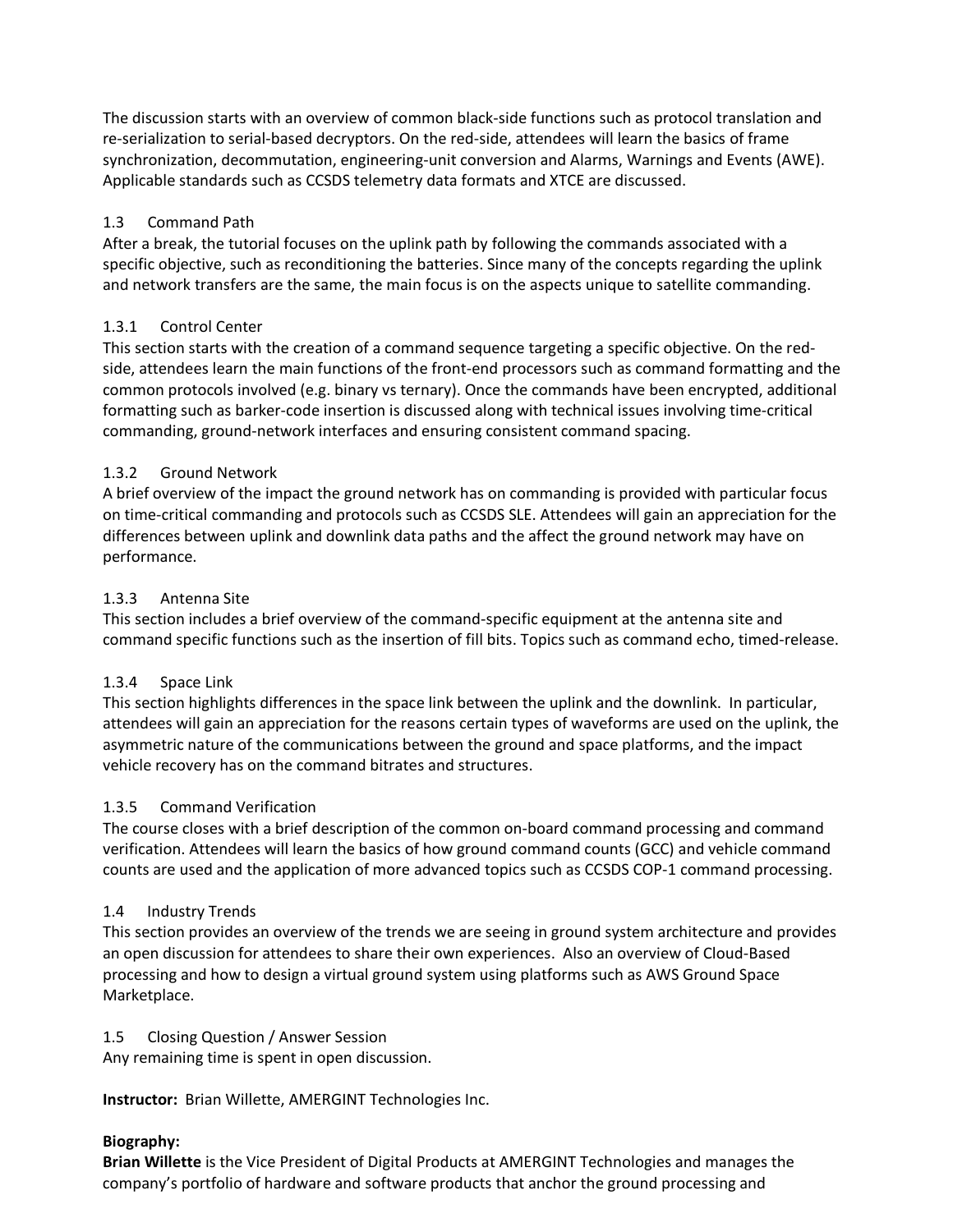The discussion starts with an overview of common black-side functions such as protocol translation and re-serialization to serial-based decryptors. On the red-side, attendees will learn the basics of frame synchronization, decommutation, engineering-unit conversion and Alarms, Warnings and Events (AWE). Applicable standards such as CCSDS telemetry data formats and XTCE are discussed.

### 1.3 Command Path

After a break, the tutorial focuses on the uplink path by following the commands associated with a specific objective, such as reconditioning the batteries. Since many of the concepts regarding the uplink and network transfers are the same, the main focus is on the aspects unique to satellite commanding.

#### 1.3.1 Control Center

This section starts with the creation of a command sequence targeting a specific objective. On the red-side, attendees learn the main functions of the front-end processors such as command formatting and the common protocols involved (e.g. binary vs ternary). Once the commands have been encrypted, additional formatting such as barker-code insertion is discussed along with technical issues involving time-critical commanding, ground-network interfaces and ensuring consistent command spacing.

#### 1.3.2 Ground Network

A brief overview of the impact the ground network has on commanding is provided with particular focus on time-critical commanding and protocols such as CCSDS SLE. Attendees will gain an appreciation for the differences between uplink and downlink data paths and the affect the ground network may have on performance.

#### 1.3.3 Antenna Site

This section includes a brief overview of the command-specific equipment at the antenna site and command specific functions such as the insertion of fill bits. Topics such as command echo, timed-release.

#### 1.3.4 Space Link

This section highlights differences in the space link between the uplink and the downlink. In particular, attendees will gain an appreciation for the reasons certain types of waveforms are used on the uplink, the asymmetric nature of the communications between the ground and space platforms, and the impact vehicle recovery has on the command bitrates and structures.

#### 1.3.5 Command Verification

The course closes with a brief description of the common on-board command processing and command verification. Attendees will learn the basics of how ground command counts (GCC) and vehicle command counts are used and the application of more advanced topics such as CCSDS COP-1 command processing.

### 1.4 Industry Trends

This section provides an overview of the trends we are seeing in ground system architecture and provides an open discussion for attendees to share their own experiences. Also an overview of Cloud-Based processing and how to design a virtual ground system using platforms such as AWS Ground Space Marketplace.

### 1.5 Closing Question / Answer Session

Any remaining time is spent in open discussion.

**Instructor:** Brian Willette, AMERGINT Technologies Inc.

**Biography:**

**Brian Willette** is the Vice President of Digital Products at AMERGINT Technologies and manages the company's portfolio of hardware and software products that anchor the ground processing and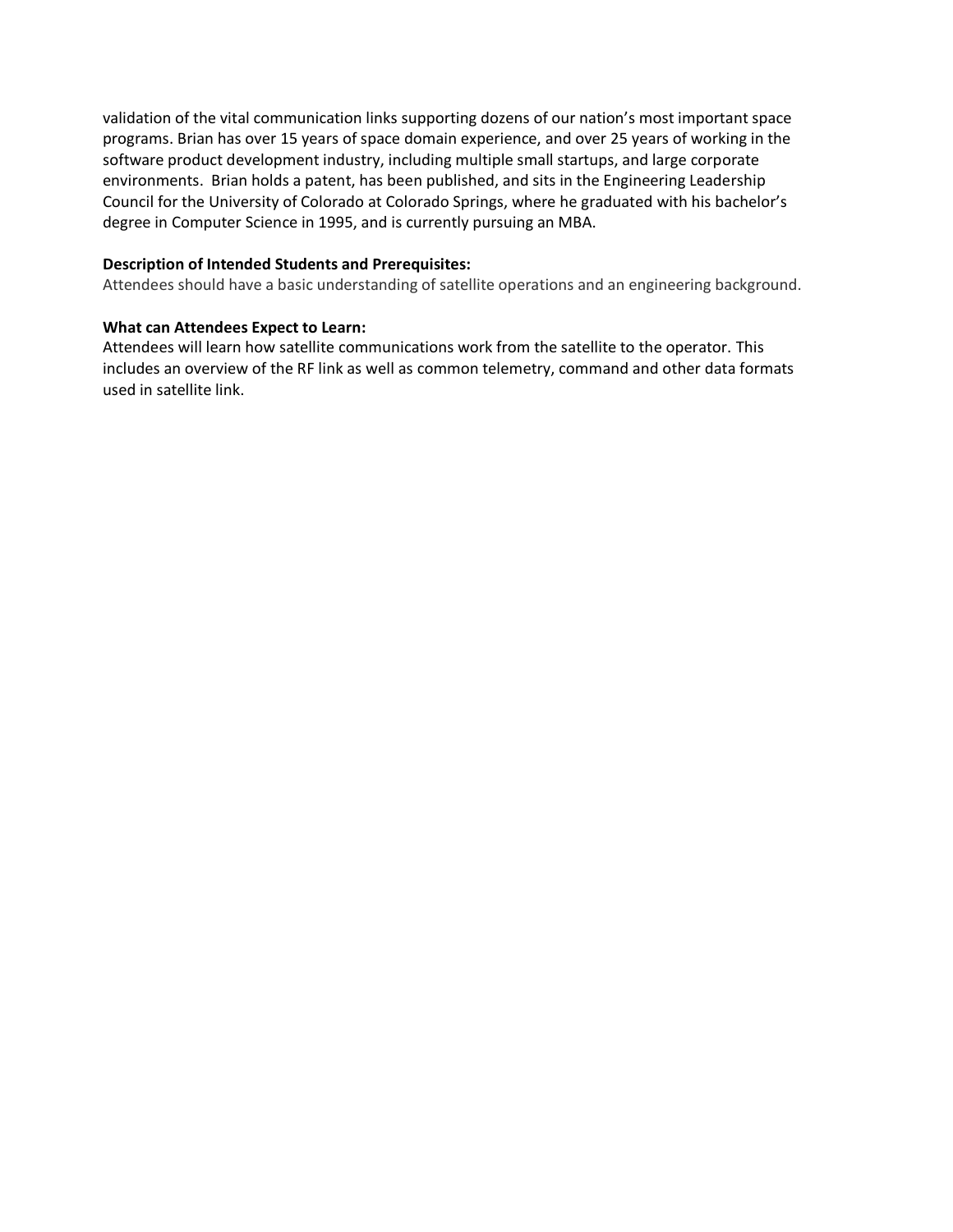validation of the vital communication links supporting dozens of our nation's most important space programs. Brian has over 15 years of space domain experience, and over 25 years of working in the software product development industry, including multiple small startups, and large corporate environments. Brian holds a patent, has been published, and sits in the Engineering Leadership Council for the University of Colorado at Colorado Springs, where he graduated with his bachelor's degree in Computer Science in 1995, and is currently pursuing an MBA.

**Description of Intended Students and Prerequisites:**

Attendees should have a basic understanding of satellite operations and an engineering background.

**What can Attendees Expect to Learn:**

Attendees will learn how satellite communications work from the satellite to the operator. This includes an overview of the RF link as well as common telemetry, command and other data formats used in satellite link.